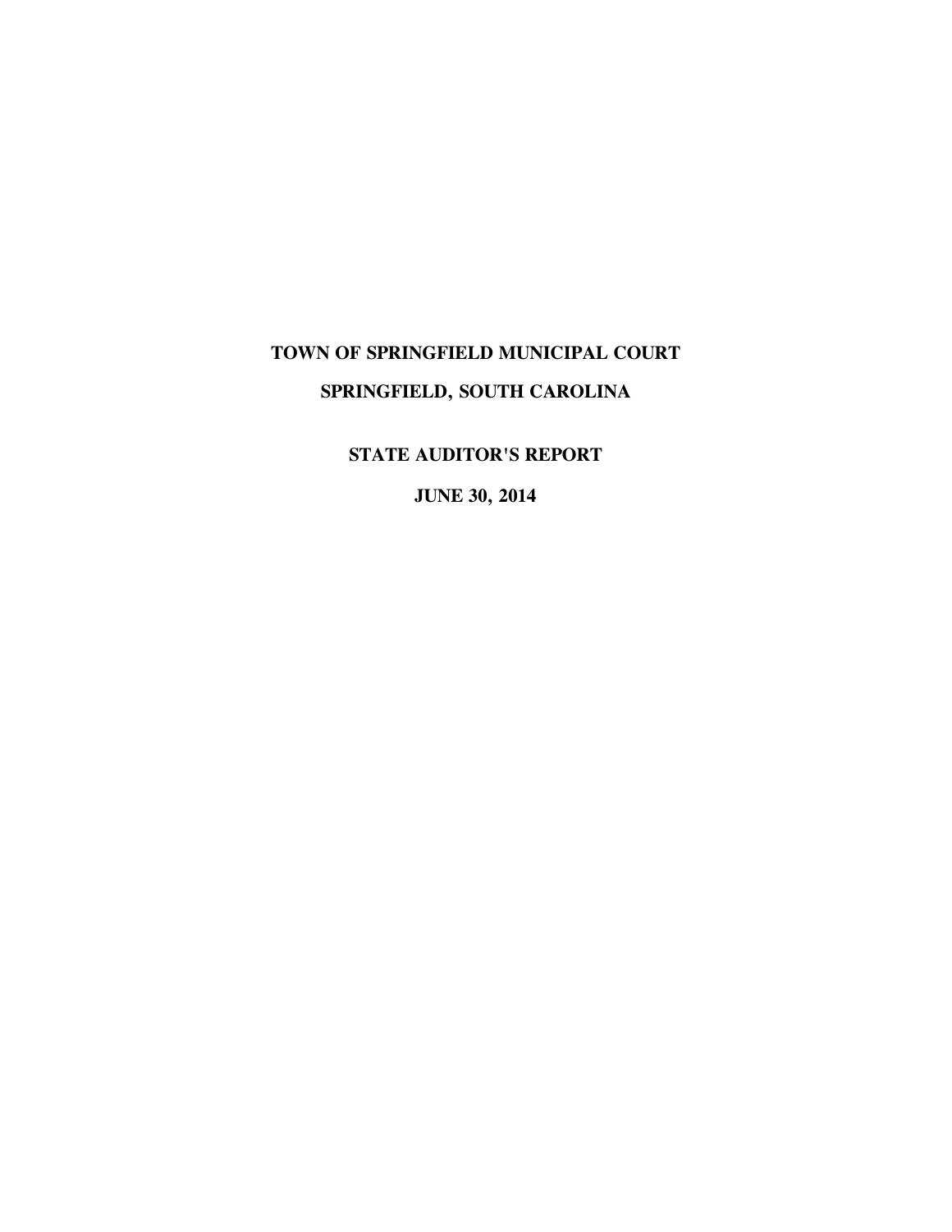# TOWN OF SPRINGFIELD MUNICIPAL COURT

# SPRINGFIELD, SOUTH CAROLINA

## STATE AUDITOR'S REPORT

## JUNE 30, 2014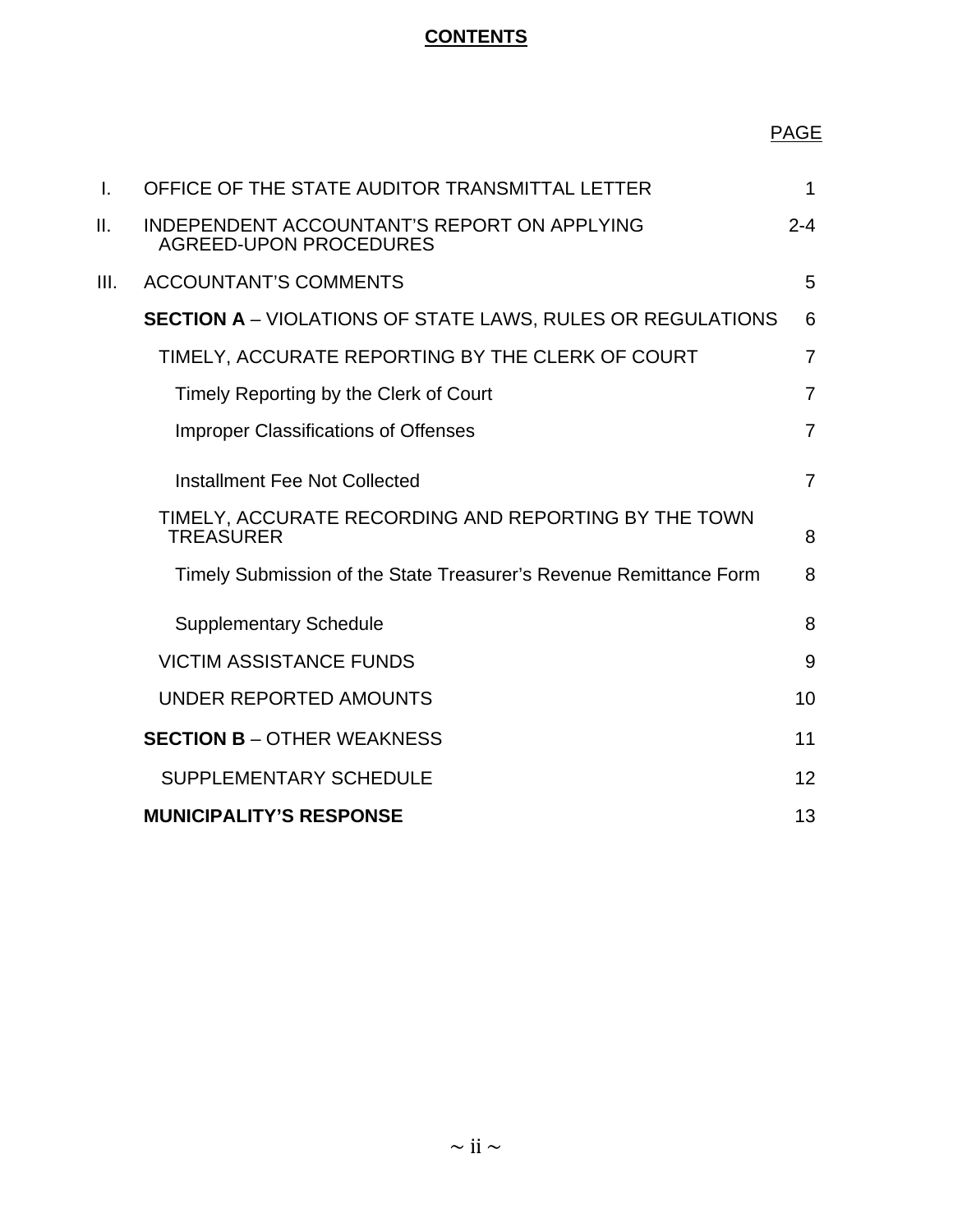# **CONTENTS**

| | | PAGE |
|---|---|---|
| I. | OFFICE OF THE STATE AUDITOR TRANSMITTAL LETTER | 1 |
| II. | INDEPENDENT ACCOUNTANT'S REPORT ON APPLYING AGREED-UPON PROCEDURES | 2-4 |
| III. | ACCOUNTANT'S COMMENTS | 5 |
| | **SECTION A** – VIOLATIONS OF STATE LAWS, RULES OR REGULATIONS | 6 |
| | TIMELY, ACCURATE REPORTING BY THE CLERK OF COURT | 7 |
| | Timely Reporting by the Clerk of Court | 7 |
| | Improper Classifications of Offenses | 7 |
| | Installment Fee Not Collected | 7 |
| | TIMELY, ACCURATE RECORDING AND REPORTING BY THE TOWN TREASURER | 8 |
| | Timely Submission of the State Treasurer's Revenue Remittance Form | 8 |
| | Supplementary Schedule | 8 |
| | VICTIM ASSISTANCE FUNDS | 9 |
| | UNDER REPORTED AMOUNTS | 10 |
| | **SECTION B** – OTHER WEAKNESS | 11 |
| | SUPPLEMENTARY SCHEDULE | 12 |
| | **MUNICIPALITY'S RESPONSE** | 13 |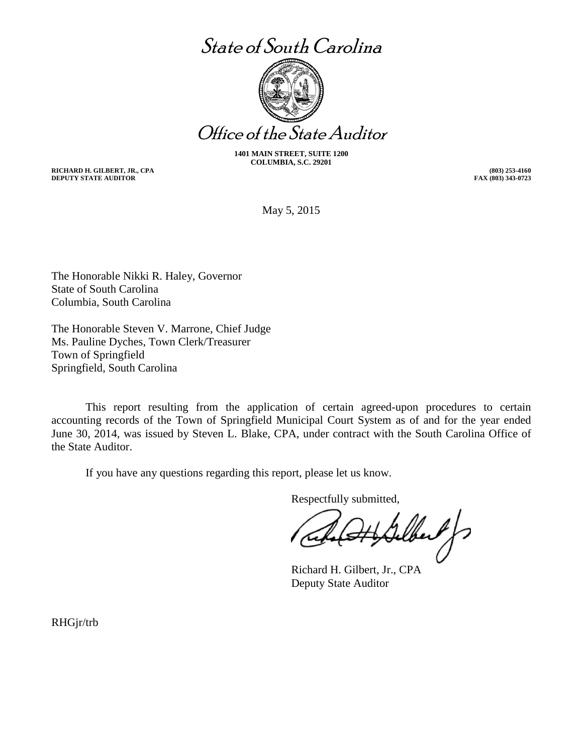# State of South Carolina

# Office of the State Auditor

**1401 MAIN STREET, SUITE 1200**
**COLUMBIA, S.C. 29201**

**RICHARD H. GILBERT, JR., CPA**
**DEPUTY STATE AUDITOR**

**(803) 253-4160**
**FAX (803) 343-0723**

May 5, 2015

The Honorable Nikki R. Haley, Governor
State of South Carolina
Columbia, South Carolina

The Honorable Steven V. Marrone, Chief Judge
Ms. Pauline Dyches, Town Clerk/Treasurer
Town of Springfield
Springfield, South Carolina

This report resulting from the application of certain agreed-upon procedures to certain accounting records of the Town of Springfield Municipal Court System as of and for the year ended June 30, 2014, was issued by Steven L. Blake, CPA, under contract with the South Carolina Office of the State Auditor.

If you have any questions regarding this report, please let us know.

Respectfully submitted,

Richard H. Gilbert, Jr., CPA
Deputy State Auditor

RHGjr/trb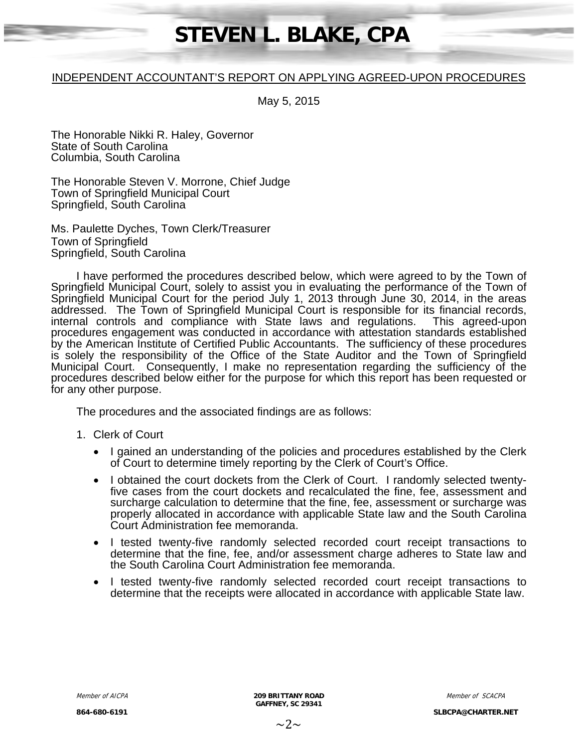# STEVEN L. BLAKE, CPA

INDEPENDENT ACCOUNTANT'S REPORT ON APPLYING AGREED-UPON PROCEDURES

May 5, 2015

The Honorable Nikki R. Haley, Governor
State of South Carolina
Columbia, South Carolina

The Honorable Steven V. Morrone, Chief Judge
Town of Springfield Municipal Court
Springfield, South Carolina

Ms. Paulette Dyches, Town Clerk/Treasurer
Town of Springfield
Springfield, South Carolina

I have performed the procedures described below, which were agreed to by the Town of Springfield Municipal Court, solely to assist you in evaluating the performance of the Town of Springfield Municipal Court for the period July 1, 2013 through June 30, 2014, in the areas addressed. The Town of Springfield Municipal Court is responsible for its financial records, internal controls and compliance with State laws and regulations. This agreed-upon procedures engagement was conducted in accordance with attestation standards established by the American Institute of Certified Public Accountants. The sufficiency of these procedures is solely the responsibility of the Office of the State Auditor and the Town of Springfield Municipal Court. Consequently, I make no representation regarding the sufficiency of the procedures described below either for the purpose for which this report has been requested or for any other purpose.

The procedures and the associated findings are as follows:

1. Clerk of Court

   - I gained an understanding of the policies and procedures established by the Clerk of Court to determine timely reporting by the Clerk of Court's Office.
   - I obtained the court dockets from the Clerk of Court. I randomly selected twenty-five cases from the court dockets and recalculated the fine, fee, assessment and surcharge calculation to determine that the fine, fee, assessment or surcharge was properly allocated in accordance with applicable State law and the South Carolina Court Administration fee memoranda.
   - I tested twenty-five randomly selected recorded court receipt transactions to determine that the fine, fee, and/or assessment charge adheres to State law and the South Carolina Court Administration fee memoranda.
   - I tested twenty-five randomly selected recorded court receipt transactions to determine that the receipts were allocated in accordance with applicable State law.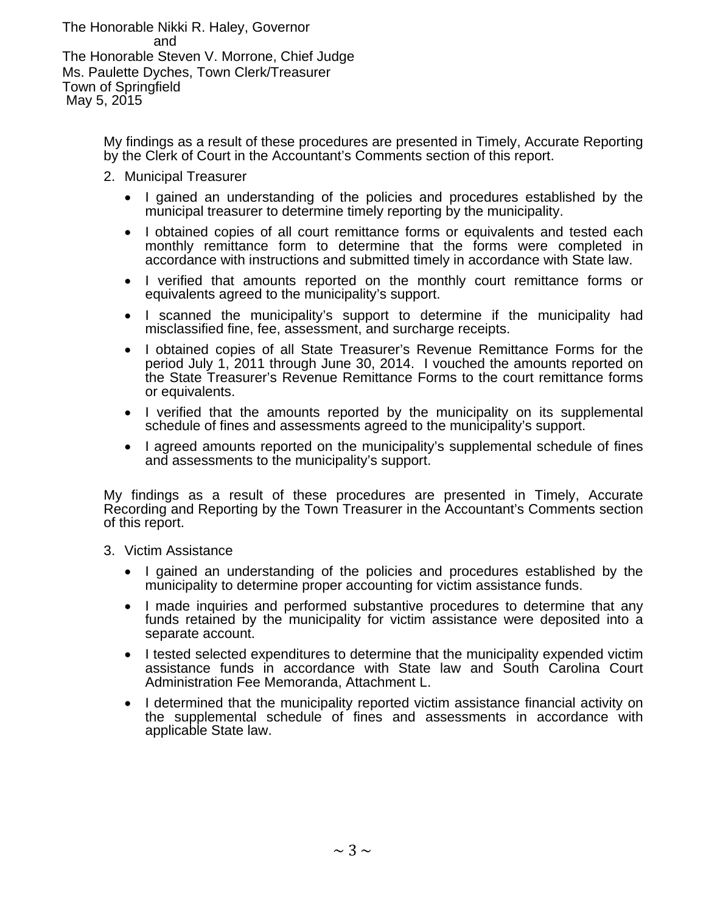The Honorable Nikki R. Haley, Governor
and
The Honorable Steven V. Morrone, Chief Judge
Ms. Paulette Dyches, Town Clerk/Treasurer
Town of Springfield
May 5, 2015

My findings as a result of these procedures are presented in Timely, Accurate Reporting by the Clerk of Court in the Accountant's Comments section of this report.

2. Municipal Treasurer

   - I gained an understanding of the policies and procedures established by the municipal treasurer to determine timely reporting by the municipality.
   - I obtained copies of all court remittance forms or equivalents and tested each monthly remittance form to determine that the forms were completed in accordance with instructions and submitted timely in accordance with State law.
   - I verified that amounts reported on the monthly court remittance forms or equivalents agreed to the municipality's support.
   - I scanned the municipality's support to determine if the municipality had misclassified fine, fee, assessment, and surcharge receipts.
   - I obtained copies of all State Treasurer's Revenue Remittance Forms for the period July 1, 2011 through June 30, 2014. I vouched the amounts reported on the State Treasurer's Revenue Remittance Forms to the court remittance forms or equivalents.
   - I verified that the amounts reported by the municipality on its supplemental schedule of fines and assessments agreed to the municipality's support.
   - I agreed amounts reported on the municipality's supplemental schedule of fines and assessments to the municipality's support.

My findings as a result of these procedures are presented in Timely, Accurate Recording and Reporting by the Town Treasurer in the Accountant's Comments section of this report.

3. Victim Assistance

   - I gained an understanding of the policies and procedures established by the municipality to determine proper accounting for victim assistance funds.
   - I made inquiries and performed substantive procedures to determine that any funds retained by the municipality for victim assistance were deposited into a separate account.
   - I tested selected expenditures to determine that the municipality expended victim assistance funds in accordance with State law and South Carolina Court Administration Fee Memoranda, Attachment L.
   - I determined that the municipality reported victim assistance financial activity on the supplemental schedule of fines and assessments in accordance with applicable State law.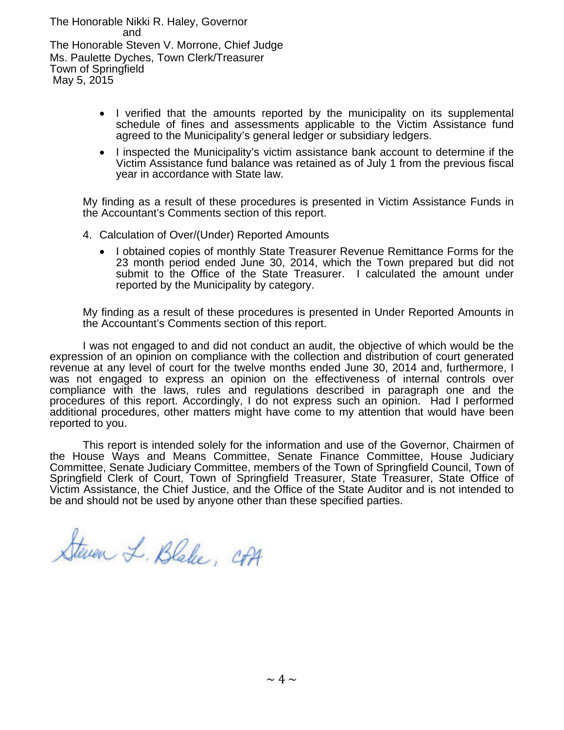The Honorable Nikki R. Haley, Governor
and
The Honorable Steven V. Morrone, Chief Judge
Ms. Paulette Dyches, Town Clerk/Treasurer
Town of Springfield
May 5, 2015

- I verified that the amounts reported by the municipality on its supplemental schedule of fines and assessments applicable to the Victim Assistance fund agreed to the Municipality's general ledger or subsidiary ledgers.
- I inspected the Municipality's victim assistance bank account to determine if the Victim Assistance fund balance was retained as of July 1 from the previous fiscal year in accordance with State law.

My finding as a result of these procedures is presented in Victim Assistance Funds in the Accountant's Comments section of this report.

4. Calculation of Over/(Under) Reported Amounts

   - I obtained copies of monthly State Treasurer Revenue Remittance Forms for the 23 month period ended June 30, 2014, which the Town prepared but did not submit to the Office of the State Treasurer. I calculated the amount under reported by the Municipality by category.

My finding as a result of these procedures is presented in Under Reported Amounts in the Accountant's Comments section of this report.

I was not engaged to and did not conduct an audit, the objective of which would be the expression of an opinion on compliance with the collection and distribution of court generated revenue at any level of court for the twelve months ended June 30, 2014 and, furthermore, I was not engaged to express an opinion on the effectiveness of internal controls over compliance with the laws, rules and regulations described in paragraph one and the procedures of this report. Accordingly, I do not express such an opinion. Had I performed additional procedures, other matters might have come to my attention that would have been reported to you.

This report is intended solely for the information and use of the Governor, Chairmen of the House Ways and Means Committee, Senate Finance Committee, House Judiciary Committee, Senate Judiciary Committee, members of the Town of Springfield Council, Town of Springfield Clerk of Court, Town of Springfield Treasurer, State Treasurer, State Office of Victim Assistance, the Chief Justice, and the Office of the State Auditor and is not intended to be and should not be used by anyone other than these specified parties.

Steven L. Blake, CPA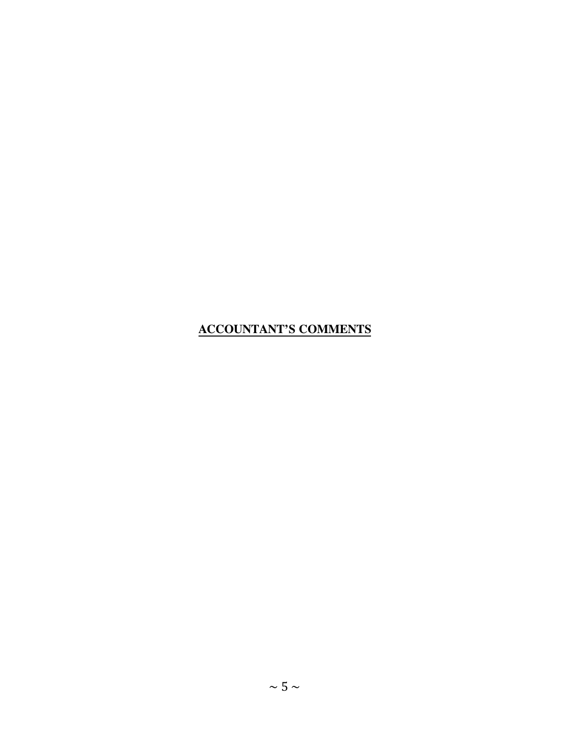# ACCOUNTANT'S COMMENTS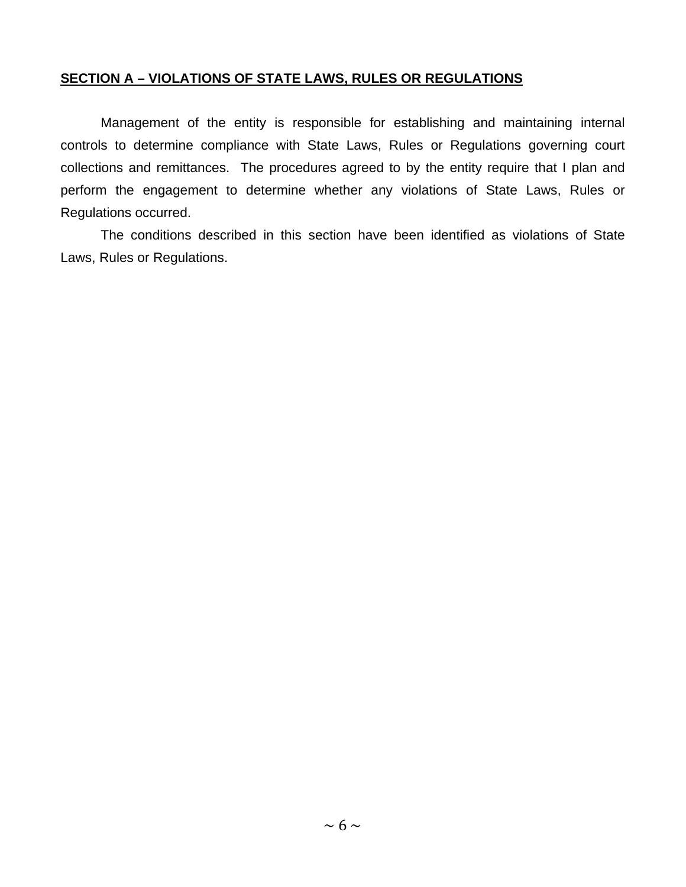## SECTION A – VIOLATIONS OF STATE LAWS, RULES OR REGULATIONS

Management of the entity is responsible for establishing and maintaining internal controls to determine compliance with State Laws, Rules or Regulations governing court collections and remittances. The procedures agreed to by the entity require that I plan and perform the engagement to determine whether any violations of State Laws, Rules or Regulations occurred.

The conditions described in this section have been identified as violations of State Laws, Rules or Regulations.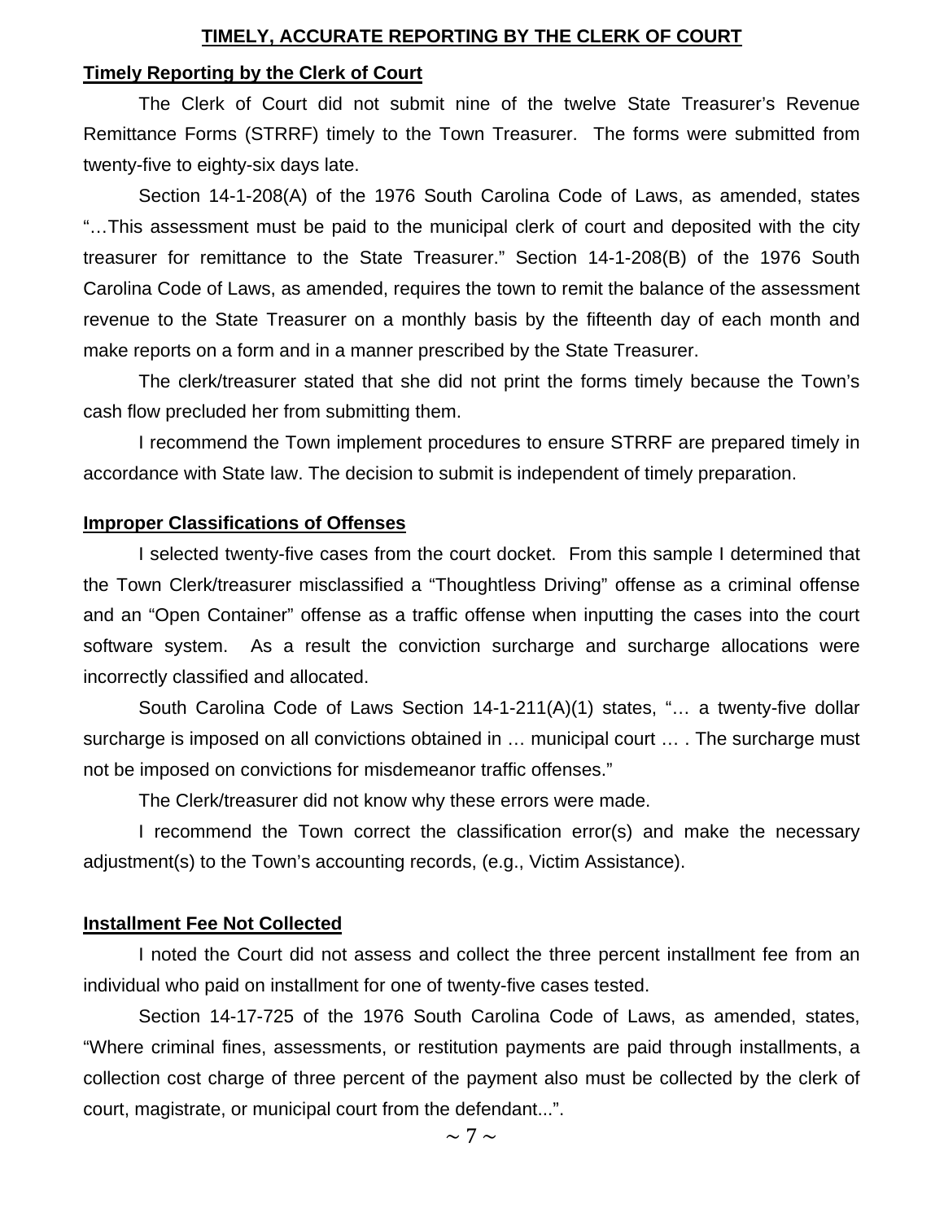## TIMELY, ACCURATE REPORTING BY THE CLERK OF COURT

### Timely Reporting by the Clerk of Court

The Clerk of Court did not submit nine of the twelve State Treasurer's Revenue Remittance Forms (STRRF) timely to the Town Treasurer. The forms were submitted from twenty-five to eighty-six days late.

Section 14-1-208(A) of the 1976 South Carolina Code of Laws, as amended, states "…This assessment must be paid to the municipal clerk of court and deposited with the city treasurer for remittance to the State Treasurer." Section 14-1-208(B) of the 1976 South Carolina Code of Laws, as amended, requires the town to remit the balance of the assessment revenue to the State Treasurer on a monthly basis by the fifteenth day of each month and make reports on a form and in a manner prescribed by the State Treasurer.

The clerk/treasurer stated that she did not print the forms timely because the Town's cash flow precluded her from submitting them.

I recommend the Town implement procedures to ensure STRRF are prepared timely in accordance with State law. The decision to submit is independent of timely preparation.

### Improper Classifications of Offenses

I selected twenty-five cases from the court docket. From this sample I determined that the Town Clerk/treasurer misclassified a "Thoughtless Driving" offense as a criminal offense and an "Open Container" offense as a traffic offense when inputting the cases into the court software system. As a result the conviction surcharge and surcharge allocations were incorrectly classified and allocated.

South Carolina Code of Laws Section 14-1-211(A)(1) states, "… a twenty-five dollar surcharge is imposed on all convictions obtained in … municipal court … . The surcharge must not be imposed on convictions for misdemeanor traffic offenses."

The Clerk/treasurer did not know why these errors were made.

I recommend the Town correct the classification error(s) and make the necessary adjustment(s) to the Town's accounting records, (e.g., Victim Assistance).

### Installment Fee Not Collected

I noted the Court did not assess and collect the three percent installment fee from an individual who paid on installment for one of twenty-five cases tested.

Section 14-17-725 of the 1976 South Carolina Code of Laws, as amended, states, "Where criminal fines, assessments, or restitution payments are paid through installments, a collection cost charge of three percent of the payment also must be collected by the clerk of court, magistrate, or municipal court from the defendant...".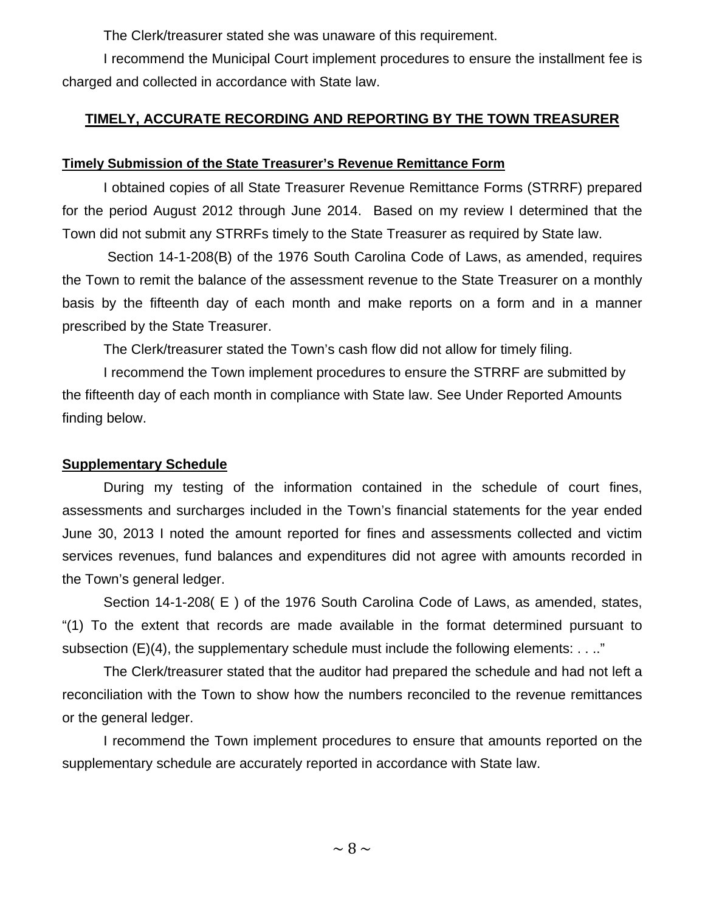The Clerk/treasurer stated she was unaware of this requirement.

I recommend the Municipal Court implement procedures to ensure the installment fee is charged and collected in accordance with State law.

## TIMELY, ACCURATE RECORDING AND REPORTING BY THE TOWN TREASURER

### Timely Submission of the State Treasurer's Revenue Remittance Form

I obtained copies of all State Treasurer Revenue Remittance Forms (STRRF) prepared for the period August 2012 through June 2014. Based on my review I determined that the Town did not submit any STRRFs timely to the State Treasurer as required by State law.

Section 14-1-208(B) of the 1976 South Carolina Code of Laws, as amended, requires the Town to remit the balance of the assessment revenue to the State Treasurer on a monthly basis by the fifteenth day of each month and make reports on a form and in a manner prescribed by the State Treasurer.

The Clerk/treasurer stated the Town's cash flow did not allow for timely filing.

I recommend the Town implement procedures to ensure the STRRF are submitted by the fifteenth day of each month in compliance with State law. See Under Reported Amounts finding below.

### Supplementary Schedule

During my testing of the information contained in the schedule of court fines, assessments and surcharges included in the Town's financial statements for the year ended June 30, 2013 I noted the amount reported for fines and assessments collected and victim services revenues, fund balances and expenditures did not agree with amounts recorded in the Town's general ledger.

Section 14-1-208( E ) of the 1976 South Carolina Code of Laws, as amended, states, "(1) To the extent that records are made available in the format determined pursuant to subsection (E)(4), the supplementary schedule must include the following elements: . . .."

The Clerk/treasurer stated that the auditor had prepared the schedule and had not left a reconciliation with the Town to show how the numbers reconciled to the revenue remittances or the general ledger.

I recommend the Town implement procedures to ensure that amounts reported on the supplementary schedule are accurately reported in accordance with State law.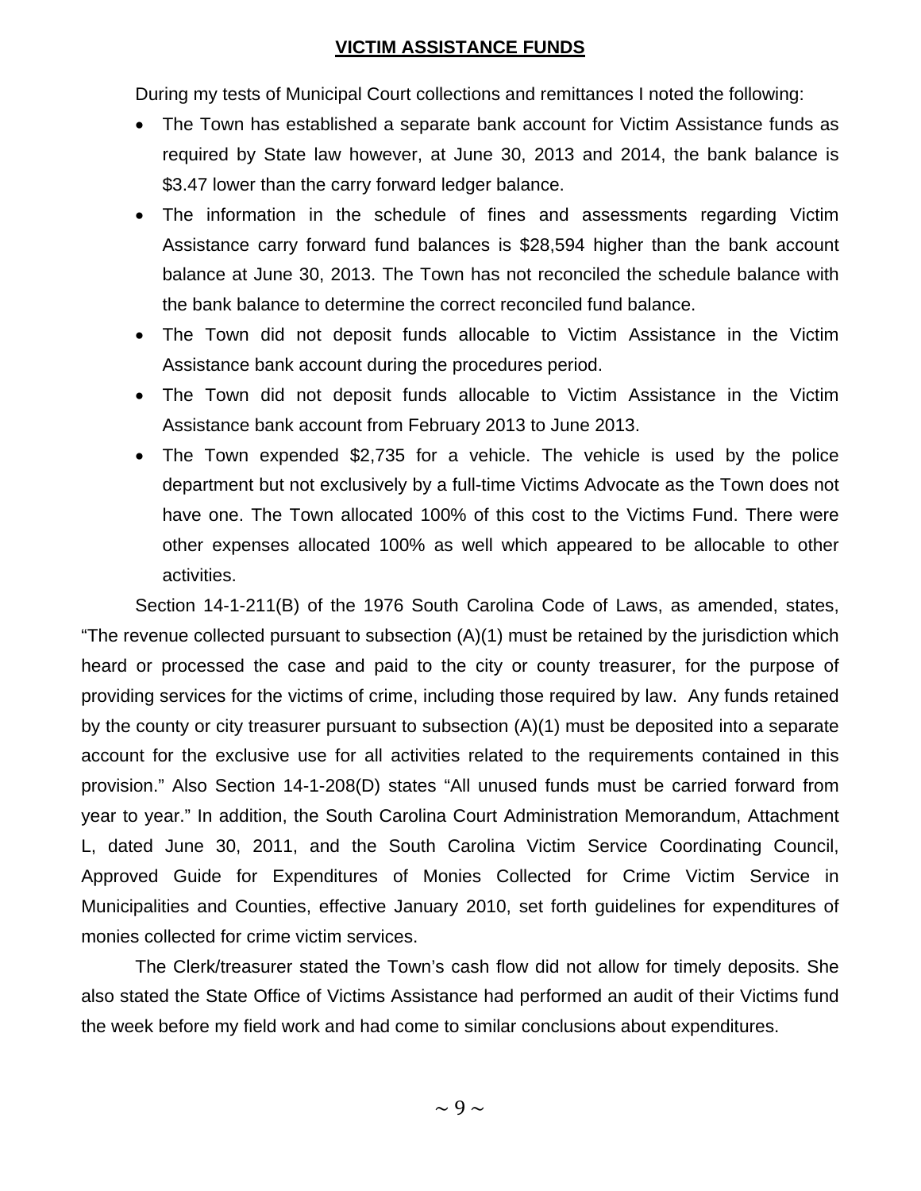## VICTIM ASSISTANCE FUNDS

During my tests of Municipal Court collections and remittances I noted the following:

- The Town has established a separate bank account for Victim Assistance funds as required by State law however, at June 30, 2013 and 2014, the bank balance is $3.47 lower than the carry forward ledger balance.
- The information in the schedule of fines and assessments regarding Victim Assistance carry forward fund balances is $28,594 higher than the bank account balance at June 30, 2013. The Town has not reconciled the schedule balance with the bank balance to determine the correct reconciled fund balance.
- The Town did not deposit funds allocable to Victim Assistance in the Victim Assistance bank account during the procedures period.
- The Town did not deposit funds allocable to Victim Assistance in the Victim Assistance bank account from February 2013 to June 2013.
- The Town expended $2,735 for a vehicle. The vehicle is used by the police department but not exclusively by a full-time Victims Advocate as the Town does not have one. The Town allocated 100% of this cost to the Victims Fund. There were other expenses allocated 100% as well which appeared to be allocable to other activities.

Section 14-1-211(B) of the 1976 South Carolina Code of Laws, as amended, states, "The revenue collected pursuant to subsection (A)(1) must be retained by the jurisdiction which heard or processed the case and paid to the city or county treasurer, for the purpose of providing services for the victims of crime, including those required by law. Any funds retained by the county or city treasurer pursuant to subsection (A)(1) must be deposited into a separate account for the exclusive use for all activities related to the requirements contained in this provision." Also Section 14-1-208(D) states "All unused funds must be carried forward from year to year." In addition, the South Carolina Court Administration Memorandum, Attachment L, dated June 30, 2011, and the South Carolina Victim Service Coordinating Council, Approved Guide for Expenditures of Monies Collected for Crime Victim Service in Municipalities and Counties, effective January 2010, set forth guidelines for expenditures of monies collected for crime victim services.

The Clerk/treasurer stated the Town's cash flow did not allow for timely deposits. She also stated the State Office of Victims Assistance had performed an audit of their Victims fund the week before my field work and had come to similar conclusions about expenditures.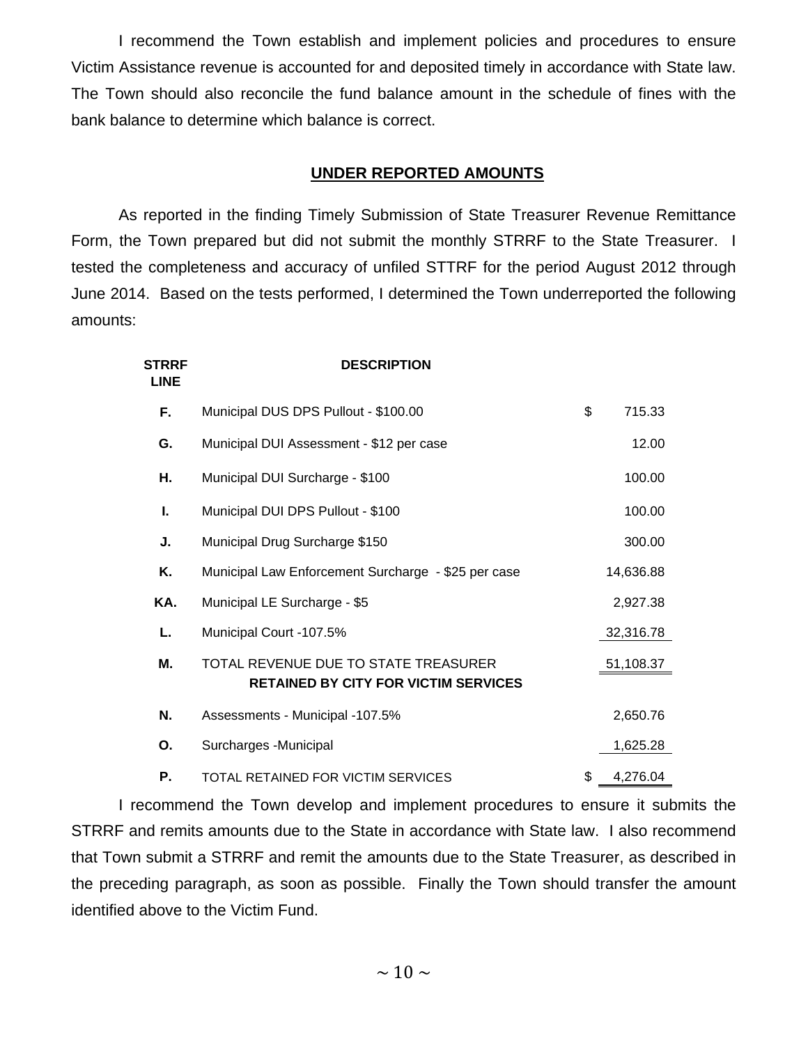I recommend the Town establish and implement policies and procedures to ensure Victim Assistance revenue is accounted for and deposited timely in accordance with State law. The Town should also reconcile the fund balance amount in the schedule of fines with the bank balance to determine which balance is correct.

## UNDER REPORTED AMOUNTS

As reported in the finding Timely Submission of State Treasurer Revenue Remittance Form, the Town prepared but did not submit the monthly STRRF to the State Treasurer. I tested the completeness and accuracy of unfiled STTRF for the period August 2012 through June 2014. Based on the tests performed, I determined the Town underreported the following amounts:

| STRRF LINE | DESCRIPTION | |
|---|---|---|
| F. | Municipal DUS DPS Pullout - $100.00 | $ 715.33 |
| G. | Municipal DUI Assessment - $12 per case | 12.00 |
| H. | Municipal DUI Surcharge - $100 | 100.00 |
| I. | Municipal DUI DPS Pullout - $100 | 100.00 |
| J. | Municipal Drug Surcharge $150 | 300.00 |
| K. | Municipal Law Enforcement Surcharge - $25 per case | 14,636.88 |
| KA. | Municipal LE Surcharge - $5 | 2,927.38 |
| L. | Municipal Court -107.5% | 32,316.78 |
| M. | TOTAL REVENUE DUE TO STATE TREASURER | 51,108.37 |
| | **RETAINED BY CITY FOR VICTIM SERVICES** | |
| N. | Assessments - Municipal -107.5% | 2,650.76 |
| O. | Surcharges -Municipal | 1,625.28 |
| P. | TOTAL RETAINED FOR VICTIM SERVICES | $ 4,276.04 |

I recommend the Town develop and implement procedures to ensure it submits the STRRF and remits amounts due to the State in accordance with State law. I also recommend that Town submit a STRRF and remit the amounts due to the State Treasurer, as described in the preceding paragraph, as soon as possible. Finally the Town should transfer the amount identified above to the Victim Fund.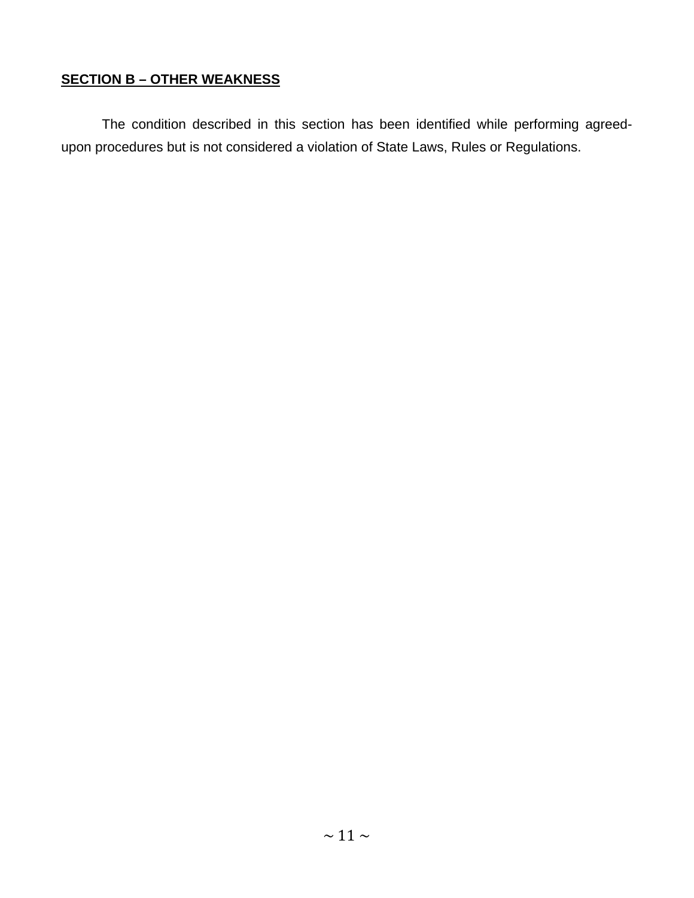## **SECTION B – OTHER WEAKNESS**

The condition described in this section has been identified while performing agreed-upon procedures but is not considered a violation of State Laws, Rules or Regulations.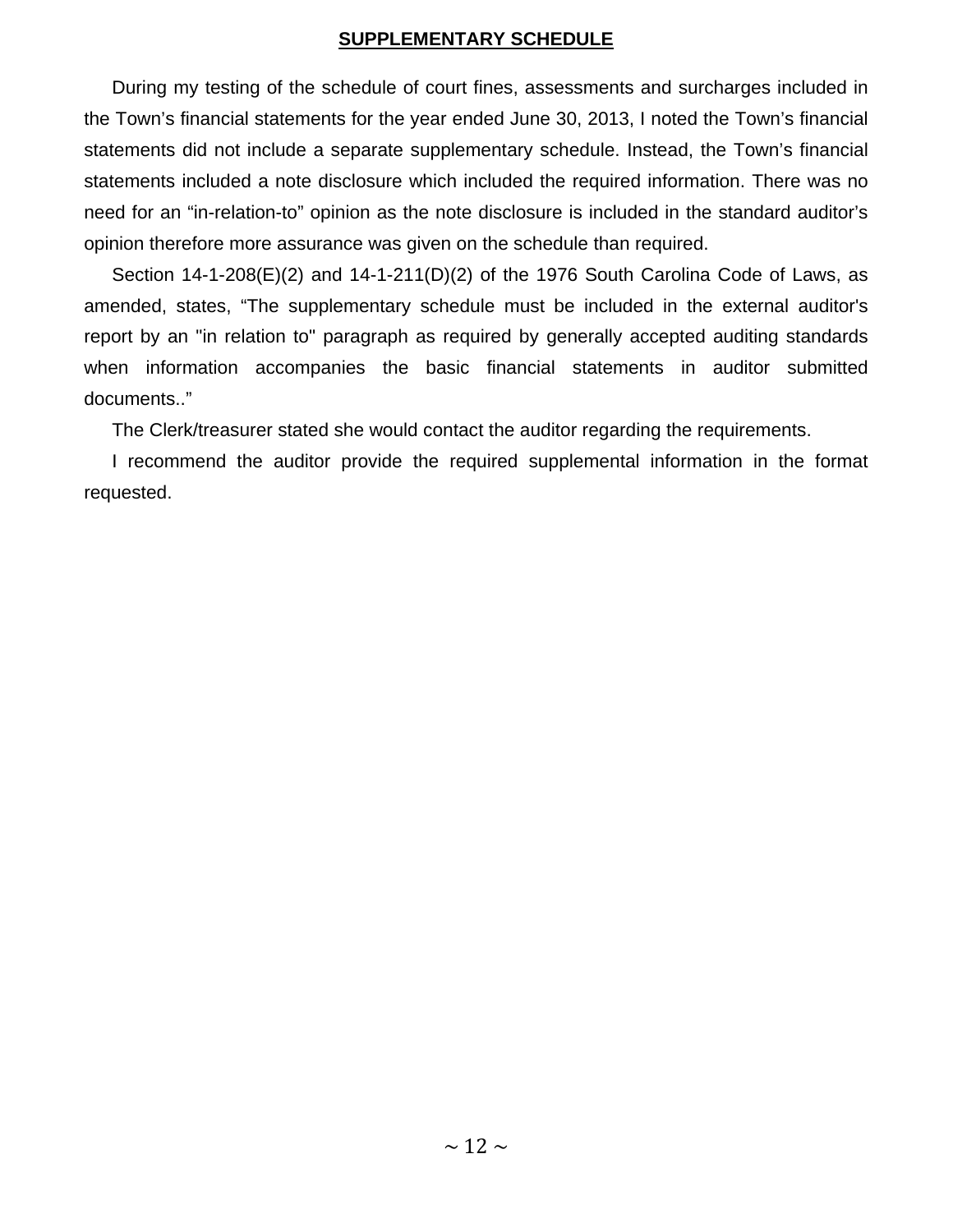## SUPPLEMENTARY SCHEDULE

During my testing of the schedule of court fines, assessments and surcharges included in the Town's financial statements for the year ended June 30, 2013, I noted the Town's financial statements did not include a separate supplementary schedule. Instead, the Town's financial statements included a note disclosure which included the required information. There was no need for an "in-relation-to" opinion as the note disclosure is included in the standard auditor's opinion therefore more assurance was given on the schedule than required.

Section 14-1-208(E)(2) and 14-1-211(D)(2) of the 1976 South Carolina Code of Laws, as amended, states, "The supplementary schedule must be included in the external auditor's report by an "in relation to" paragraph as required by generally accepted auditing standards when information accompanies the basic financial statements in auditor submitted documents.."

The Clerk/treasurer stated she would contact the auditor regarding the requirements.

I recommend the auditor provide the required supplemental information in the format requested.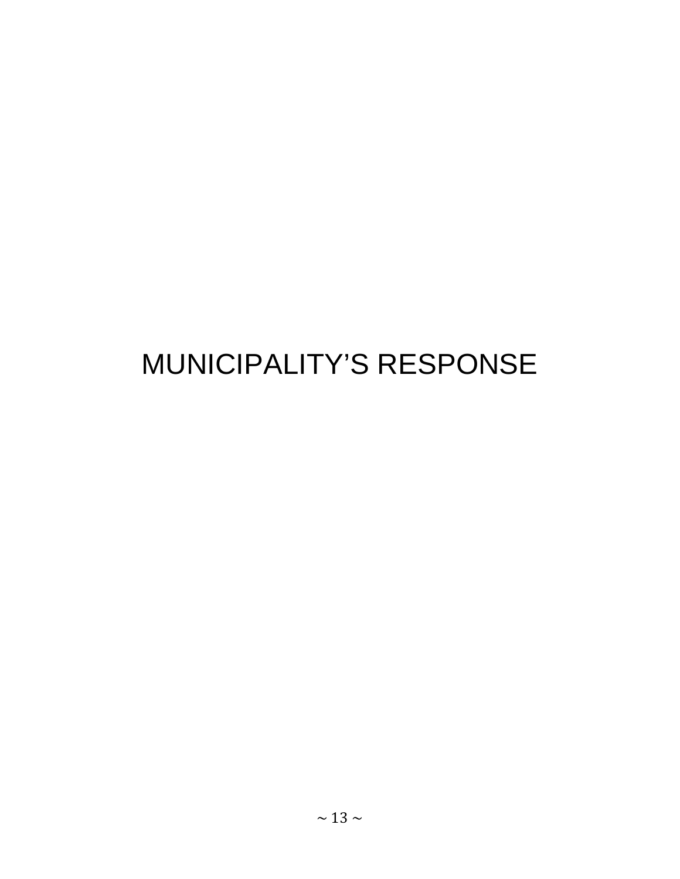# MUNICIPALITY’S RESPONSE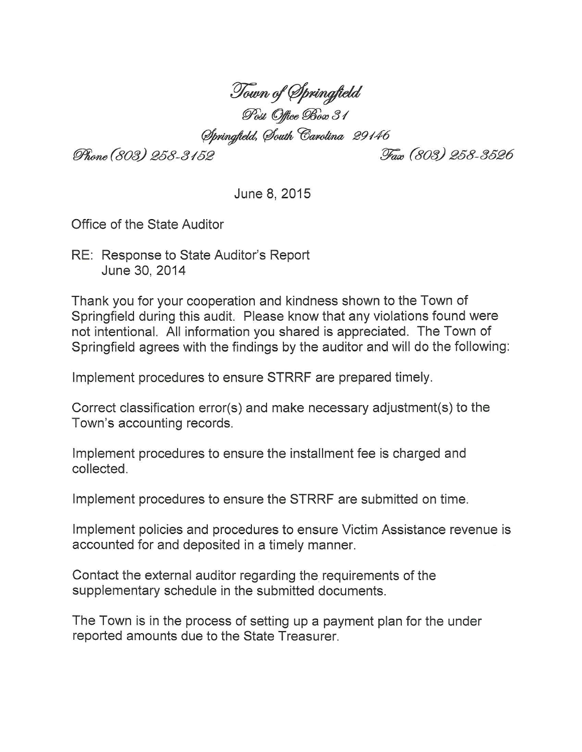*Town of Springfield*
*Post Office Box 31*
*Springfield, South Carolina 29146*
*Phone (803) 258-3152* *Fax (803) 258-3526*

June 8, 2015

Office of the State Auditor

RE: Response to State Auditor's Report
June 30, 2014

Thank you for your cooperation and kindness shown to the Town of Springfield during this audit. Please know that any violations found were not intentional. All information you shared is appreciated. The Town of Springfield agrees with the findings by the auditor and will do the following:

Implement procedures to ensure STRRF are prepared timely.

Correct classification error(s) and make necessary adjustment(s) to the Town's accounting records.

Implement procedures to ensure the installment fee is charged and collected.

Implement procedures to ensure the STRRF are submitted on time.

Implement policies and procedures to ensure Victim Assistance revenue is accounted for and deposited in a timely manner.

Contact the external auditor regarding the requirements of the supplementary schedule in the submitted documents.

The Town is in the process of setting up a payment plan for the under reported amounts due to the State Treasurer.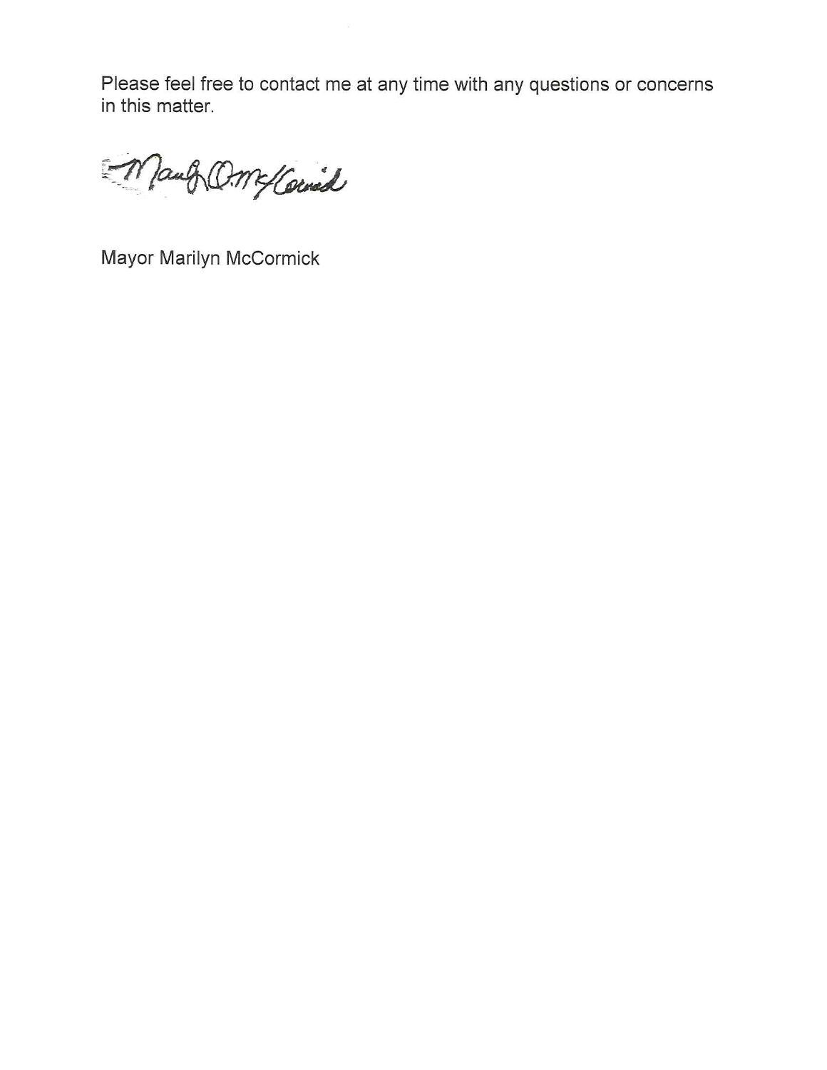Please feel free to contact me at any time with any questions or concerns in this matter.

Mayor Marilyn McCormick